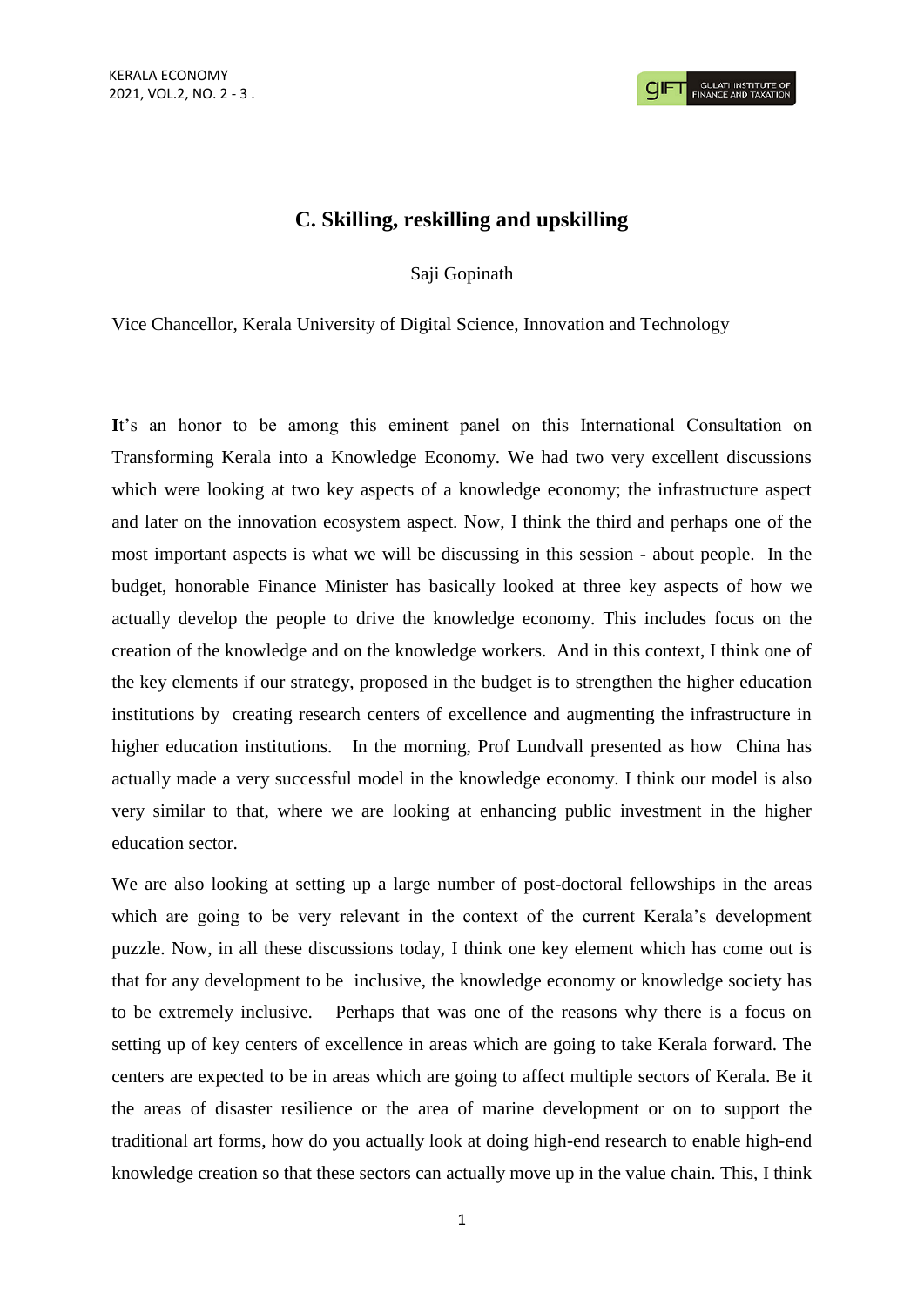## C. Skilling, reskilling and upskilling

Saji Gopinath

Vice Chancellor, Kerala University of Digital Science, Innovation and Technology

**I**t's an honor to be among this eminent panel on this International Consultation on Transforming Kerala into a Knowledge Economy. We had two very excellent discussions which were looking at two key aspects of a knowledge economy; the infrastructure aspect and later on the innovation ecosystem aspect. Now, I think the third and perhaps one of the most important aspects is what we will be discussing in this session - about people. In the budget, honorable Finance Minister has basically looked at three key aspects of how we actually develop the people to drive the knowledge economy. This includes focus on the creation of the knowledge and on the knowledge workers. And in this context, I think one of the key elements if our strategy, proposed in the budget is to strengthen the higher education institutions by creating research centers of excellence and augmenting the infrastructure in higher education institutions. In the morning, Prof Lundvall presented as how China has actually made a very successful model in the knowledge economy. I think our model is also very similar to that, where we are looking at enhancing public investment in the higher education sector.

We are also looking at setting up a large number of post-doctoral fellowships in the areas which are going to be very relevant in the context of the current Kerala's development puzzle. Now, in all these discussions today, I think one key element which has come out is that for any development to be inclusive, the knowledge economy or knowledge society has to be extremely inclusive. Perhaps that was one of the reasons why there is a focus on setting up of key centers of excellence in areas which are going to take Kerala forward. The centers are expected to be in areas which are going to affect multiple sectors of Kerala. Be it the areas of disaster resilience or the area of marine development or on to support the traditional art forms, how do you actually look at doing high-end research to enable high-end knowledge creation so that these sectors can actually move up in the value chain. This, I think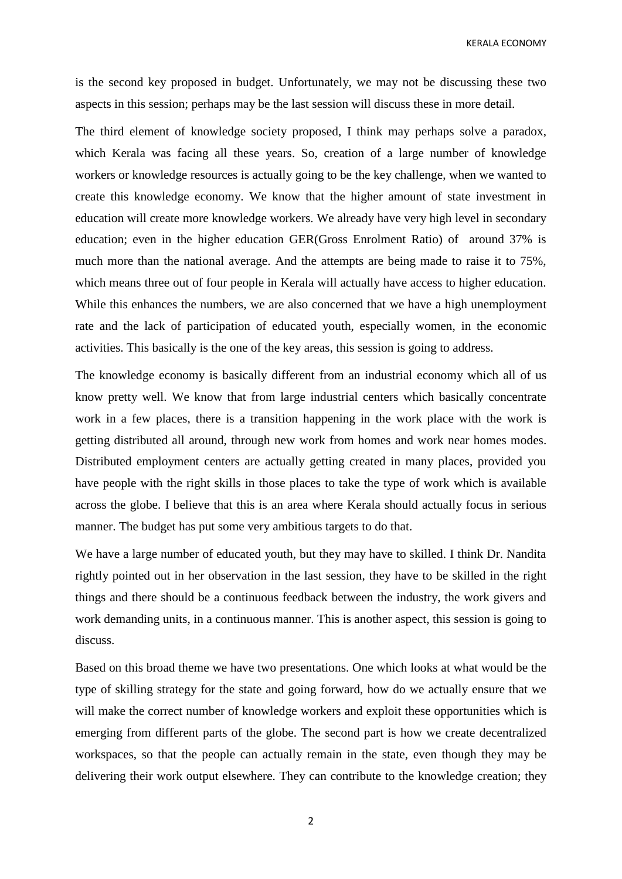is the second key proposed in budget. Unfortunately, we may not be discussing these two aspects in this session; perhaps may be the last session will discuss these in more detail.

The third element of knowledge society proposed, I think may perhaps solve a paradox, which Kerala was facing all these years. So, creation of a large number of knowledge workers or knowledge resources is actually going to be the key challenge, when we wanted to create this knowledge economy. We know that the higher amount of state investment in education will create more knowledge workers. We already have very high level in secondary education; even in the higher education GER(Gross Enrolment Ratio) of around 37% is much more than the national average. And the attempts are being made to raise it to 75%, which means three out of four people in Kerala will actually have access to higher education. While this enhances the numbers, we are also concerned that we have a high unemployment rate and the lack of participation of educated youth, especially women, in the economic activities. This basically is the one of the key areas, this session is going to address.

The knowledge economy is basically different from an industrial economy which all of us know pretty well. We know that from large industrial centers which basically concentrate work in a few places, there is a transition happening in the work place with the work is getting distributed all around, through new work from homes and work near homes modes. Distributed employment centers are actually getting created in many places, provided you have people with the right skills in those places to take the type of work which is available across the globe. I believe that this is an area where Kerala should actually focus in serious manner. The budget has put some very ambitious targets to do that.

We have a large number of educated youth, but they may have to skilled. I think Dr. Nandita rightly pointed out in her observation in the last session, they have to be skilled in the right things and there should be a continuous feedback between the industry, the work givers and work demanding units, in a continuous manner. This is another aspect, this session is going to discuss.

Based on this broad theme we have two presentations. One which looks at what would be the type of skilling strategy for the state and going forward, how do we actually ensure that we will make the correct number of knowledge workers and exploit these opportunities which is emerging from different parts of the globe. The second part is how we create decentralized workspaces, so that the people can actually remain in the state, even though they may be delivering their work output elsewhere. They can contribute to the knowledge creation; they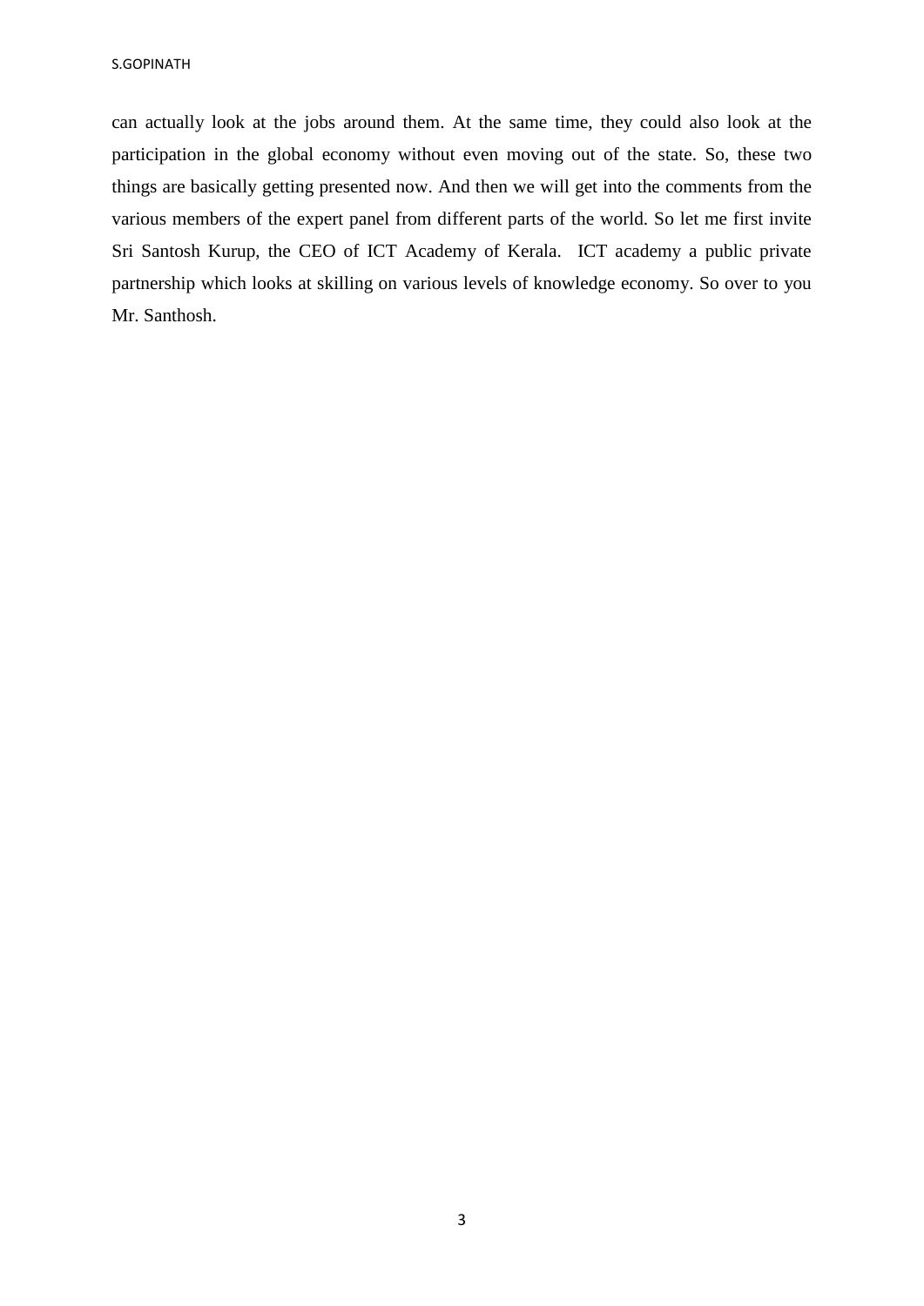can actually look at the jobs around them. At the same time, they could also look at the participation in the global economy without even moving out of the state. So, these two things are basically getting presented now. And then we will get into the comments from the various members of the expert panel from different parts of the world. So let me first invite Sri Santosh Kurup, the CEO of ICT Academy of Kerala. ICT academy a public private partnership which looks at skilling on various levels of knowledge economy. So over to you Mr. Santhosh.